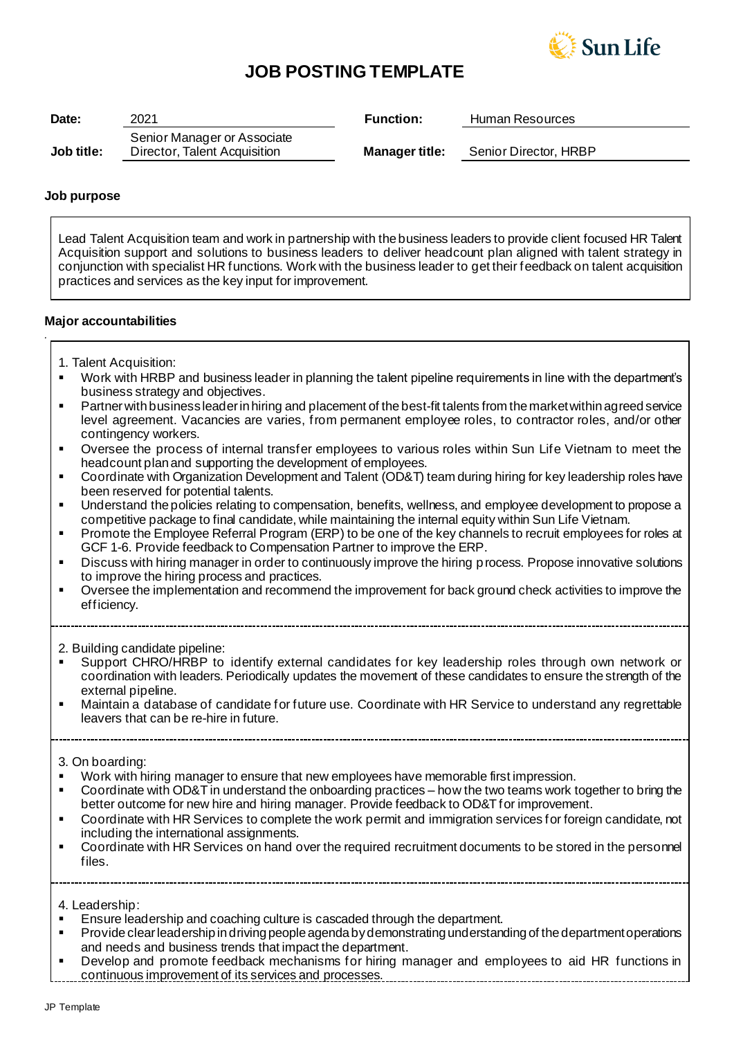# JOB POSTING TEMPLATE

| | | | |
|---|---|---|---|
| **Date:** | 2021 | **Function:** | Human Resources |
| **Job title:** | Senior Manager or Associate Director, Talent Acquisition | **Manager title:** | Senior Director, HRBP |

**Job purpose**

Lead Talent Acquisition team and work in partnership with the business leaders to provide client focused HR Talent Acquisition support and solutions to business leaders to deliver headcount plan aligned with talent strategy in conjunction with specialist HR functions. Work with the business leader to get their feedback on talent acquisition practices and services as the key input for improvement.

**Major accountabilities**

1. Talent Acquisition:
- Work with HRBP and business leader in planning the talent pipeline requirements in line with the department's business strategy and objectives.
- Partner with business leader in hiring and placement of the best-fit talents from the market within agreed service level agreement. Vacancies are varies, from permanent employee roles, to contractor roles, and/or other contingency workers.
- Oversee the process of internal transfer employees to various roles within Sun Life Vietnam to meet the headcount plan and supporting the development of employees.
- Coordinate with Organization Development and Talent (OD&T) team during hiring for key leadership roles have been reserved for potential talents.
- Understand the policies relating to compensation, benefits, wellness, and employee development to propose a competitive package to final candidate, while maintaining the internal equity within Sun Life Vietnam.
- Promote the Employee Referral Program (ERP) to be one of the key channels to recruit employees for roles at GCF 1-6. Provide feedback to Compensation Partner to improve the ERP.
- Discuss with hiring manager in order to continuously improve the hiring process. Propose innovative solutions to improve the hiring process and practices.
- Oversee the implementation and recommend the improvement for back ground check activities to improve the efficiency.

2. Building candidate pipeline:
- Support CHRO/HRBP to identify external candidates for key leadership roles through own network or coordination with leaders. Periodically updates the movement of these candidates to ensure the strength of the external pipeline.
- Maintain a database of candidate for future use. Coordinate with HR Service to understand any regrettable leavers that can be re-hire in future.

3. On boarding:
- Work with hiring manager to ensure that new employees have memorable first impression.
- Coordinate with OD&T in understand the onboarding practices – how the two teams work together to bring the better outcome for new hire and hiring manager. Provide feedback to OD&T for improvement.
- Coordinate with HR Services to complete the work permit and immigration services for foreign candidate, not including the international assignments.
- Coordinate with HR Services on hand over the required recruitment documents to be stored in the personnel files.

4. Leadership:
- Ensure leadership and coaching culture is cascaded through the department.
- Provide clear leadership in driving people agenda by demonstrating understanding of the department operations and needs and business trends that impact the department.
- Develop and promote feedback mechanisms for hiring manager and employees to aid HR functions in continuous improvement of its services and processes.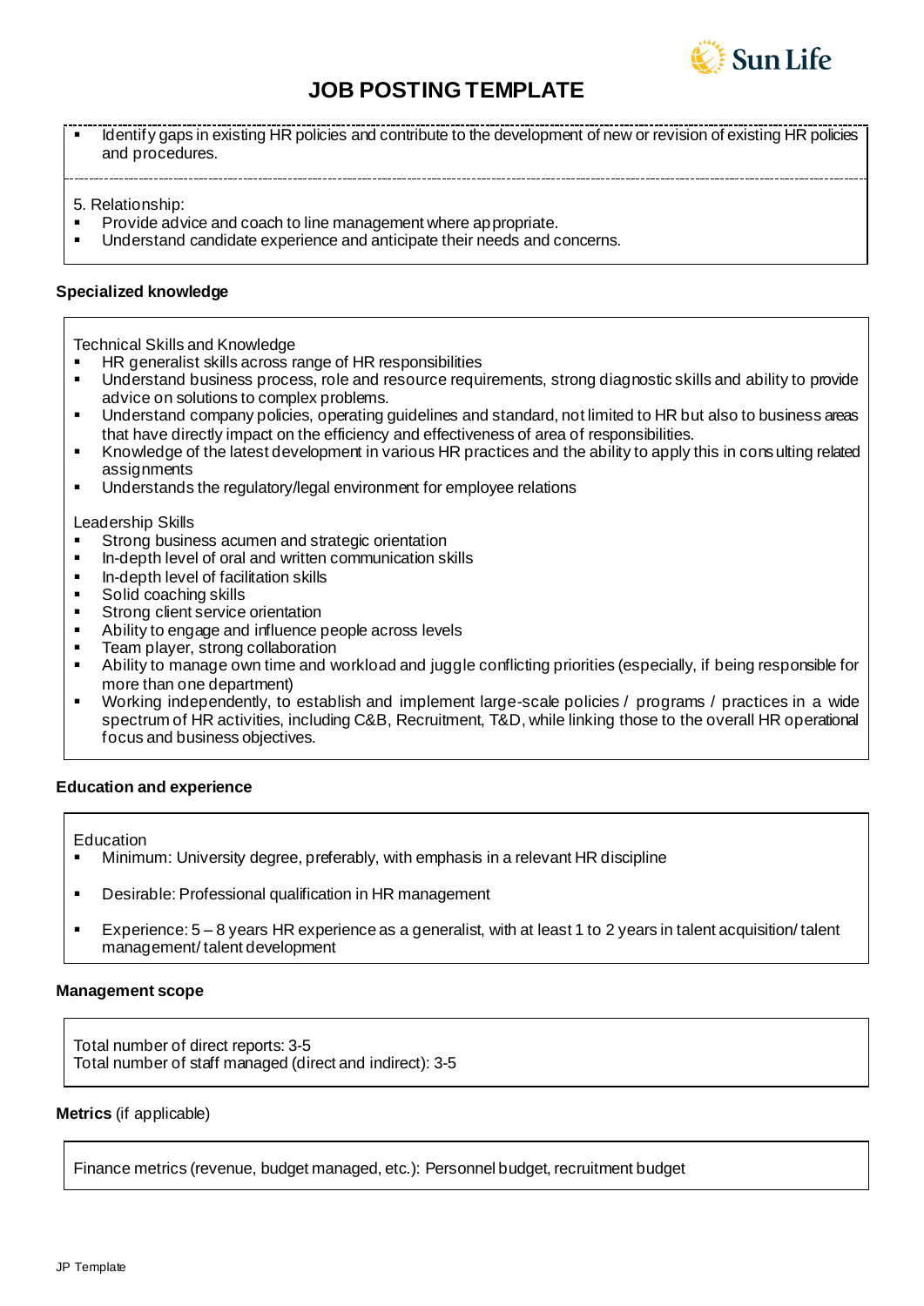- Identify gaps in existing HR policies and contribute to the development of new or revision of existing HR policies and procedures.

5. Relationship:
- Provide advice and coach to line management where appropriate.
- Understand candidate experience and anticipate their needs and concerns.

**Specialized knowledge**

Technical Skills and Knowledge
- HR generalist skills across range of HR responsibilities
- Understand business process, role and resource requirements, strong diagnostic skills and ability to provide advice on solutions to complex problems.
- Understand company policies, operating guidelines and standard, not limited to HR but also to business areas that have directly impact on the efficiency and effectiveness of area of responsibilities.
- Knowledge of the latest development in various HR practices and the ability to apply this in consulting related assignments
- Understands the regulatory/legal environment for employee relations

Leadership Skills
- Strong business acumen and strategic orientation
- In-depth level of oral and written communication skills
- In-depth level of facilitation skills
- Solid coaching skills
- Strong client service orientation
- Ability to engage and influence people across levels
- Team player, strong collaboration
- Ability to manage own time and workload and juggle conflicting priorities (especially, if being responsible for more than one department)
- Working independently, to establish and implement large-scale policies / programs / practices in a wide spectrum of HR activities, including C&B, Recruitment, T&D, while linking those to the overall HR operational focus and business objectives.

**Education and experience**

Education
- Minimum: University degree, preferably, with emphasis in a relevant HR discipline
- Desirable: Professional qualification in HR management
- Experience: 5 – 8 years HR experience as a generalist, with at least 1 to 2 years in talent acquisition/ talent management/ talent development

**Management scope**

Total number of direct reports: 3-5
Total number of staff managed (direct and indirect): 3-5

**Metrics** (if applicable)

Finance metrics (revenue, budget managed, etc.): Personnel budget, recruitment budget